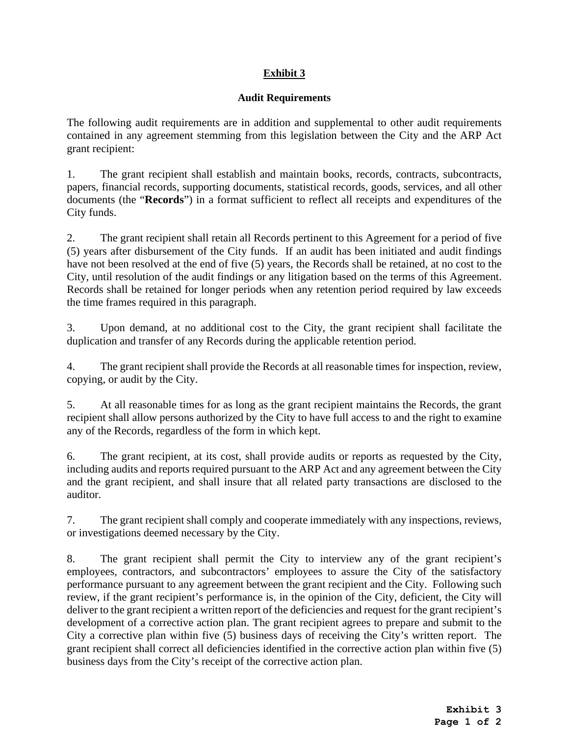# Exhibit 3

## Audit Requirements

The following audit requirements are in addition and supplemental to other audit requirements contained in any agreement stemming from this legislation between the City and the ARP Act grant recipient:

1. The grant recipient shall establish and maintain books, records, contracts, subcontracts, papers, financial records, supporting documents, statistical records, goods, services, and all other documents (the "**Records**") in a format sufficient to reflect all receipts and expenditures of the City funds.

2. The grant recipient shall retain all Records pertinent to this Agreement for a period of five (5) years after disbursement of the City funds. If an audit has been initiated and audit findings have not been resolved at the end of five (5) years, the Records shall be retained, at no cost to the City, until resolution of the audit findings or any litigation based on the terms of this Agreement. Records shall be retained for longer periods when any retention period required by law exceeds the time frames required in this paragraph.

3. Upon demand, at no additional cost to the City, the grant recipient shall facilitate the duplication and transfer of any Records during the applicable retention period.

4. The grant recipient shall provide the Records at all reasonable times for inspection, review, copying, or audit by the City.

5. At all reasonable times for as long as the grant recipient maintains the Records, the grant recipient shall allow persons authorized by the City to have full access to and the right to examine any of the Records, regardless of the form in which kept.

6. The grant recipient, at its cost, shall provide audits or reports as requested by the City, including audits and reports required pursuant to the ARP Act and any agreement between the City and the grant recipient, and shall insure that all related party transactions are disclosed to the auditor.

7. The grant recipient shall comply and cooperate immediately with any inspections, reviews, or investigations deemed necessary by the City.

8. The grant recipient shall permit the City to interview any of the grant recipient's employees, contractors, and subcontractors' employees to assure the City of the satisfactory performance pursuant to any agreement between the grant recipient and the City. Following such review, if the grant recipient's performance is, in the opinion of the City, deficient, the City will deliver to the grant recipient a written report of the deficiencies and request for the grant recipient's development of a corrective action plan. The grant recipient agrees to prepare and submit to the City a corrective plan within five (5) business days of receiving the City's written report. The grant recipient shall correct all deficiencies identified in the corrective action plan within five (5) business days from the City's receipt of the corrective action plan.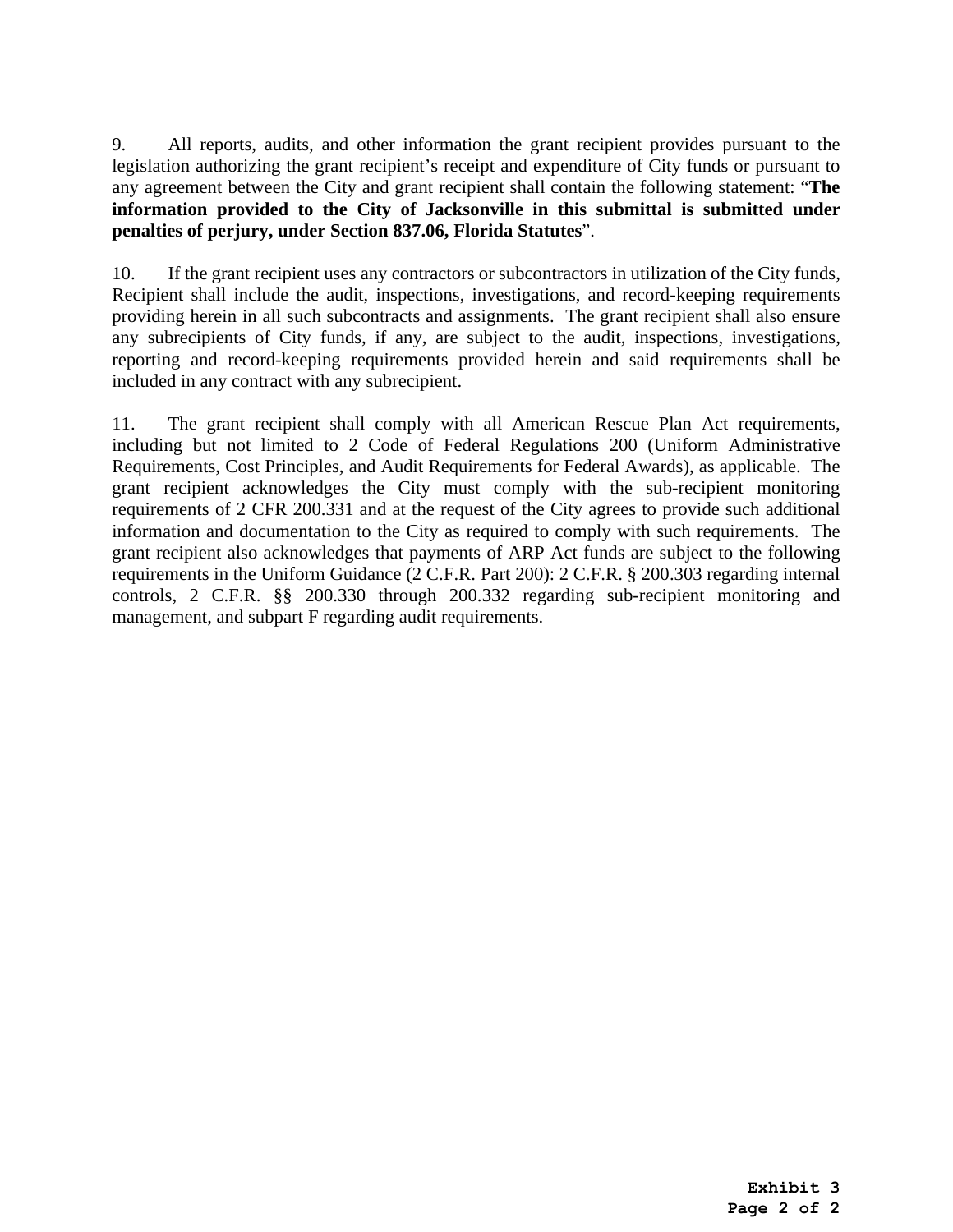9. All reports, audits, and other information the grant recipient provides pursuant to the legislation authorizing the grant recipient's receipt and expenditure of City funds or pursuant to any agreement between the City and grant recipient shall contain the following statement: "**The information provided to the City of Jacksonville in this submittal is submitted under penalties of perjury, under Section 837.06, Florida Statutes**".

10. If the grant recipient uses any contractors or subcontractors in utilization of the City funds, Recipient shall include the audit, inspections, investigations, and record-keeping requirements providing herein in all such subcontracts and assignments. The grant recipient shall also ensure any subrecipients of City funds, if any, are subject to the audit, inspections, investigations, reporting and record-keeping requirements provided herein and said requirements shall be included in any contract with any subrecipient.

11. The grant recipient shall comply with all American Rescue Plan Act requirements, including but not limited to 2 Code of Federal Regulations 200 (Uniform Administrative Requirements, Cost Principles, and Audit Requirements for Federal Awards), as applicable. The grant recipient acknowledges the City must comply with the sub-recipient monitoring requirements of 2 CFR 200.331 and at the request of the City agrees to provide such additional information and documentation to the City as required to comply with such requirements. The grant recipient also acknowledges that payments of ARP Act funds are subject to the following requirements in the Uniform Guidance (2 C.F.R. Part 200): 2 C.F.R. § 200.303 regarding internal controls, 2 C.F.R. §§ 200.330 through 200.332 regarding sub-recipient monitoring and management, and subpart F regarding audit requirements.

**Exhibit 3**